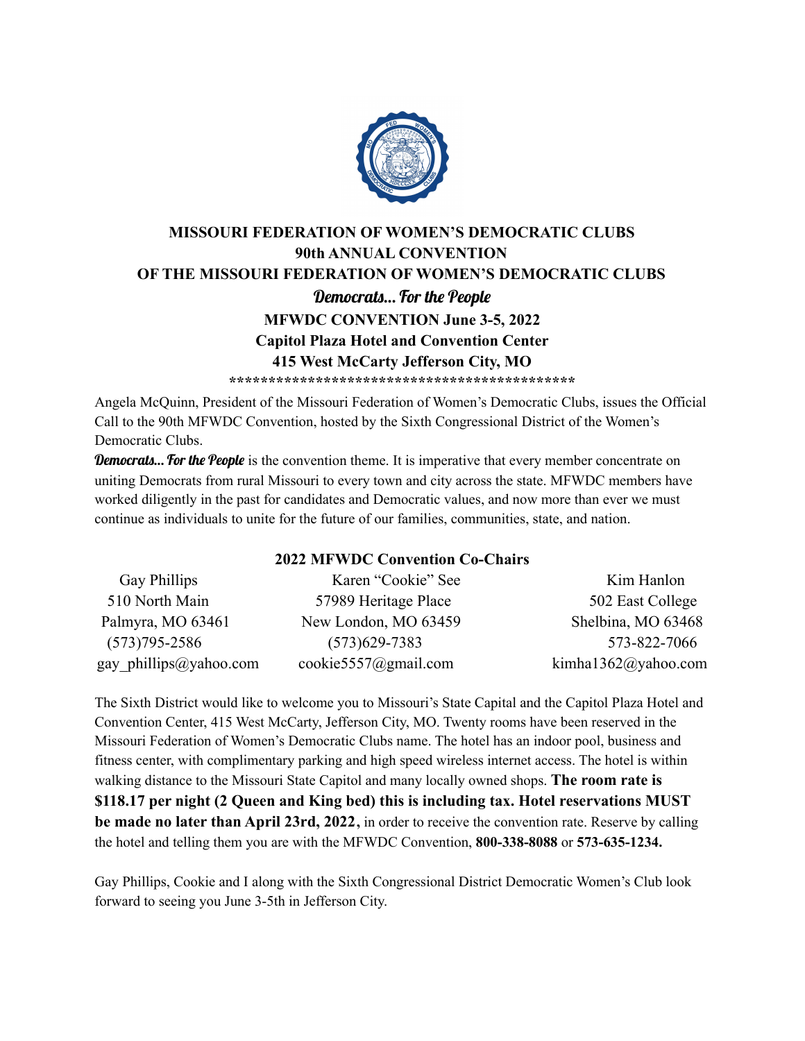# MISSOURI FEDERATION OF WOMEN'S DEMOCRATIC CLUBS
## 90th ANNUAL CONVENTION
## OF THE MISSOURI FEDERATION OF WOMEN'S DEMOCRATIC CLUBS

***Democrats… For the People***

**MFWDC CONVENTION June 3-5, 2022**
**Capitol Plaza Hotel and Convention Center**
**415 West McCarty Jefferson City, MO**

**********************************************

Angela McQuinn, President of the Missouri Federation of Women's Democratic Clubs, issues the Official Call to the 90th MFWDC Convention, hosted by the Sixth Congressional District of the Women's Democratic Clubs.

***Democrats… For the People*** is the convention theme. It is imperative that every member concentrate on uniting Democrats from rural Missouri to every town and city across the state. MFWDC members have worked diligently in the past for candidates and Democratic values, and now more than ever we must continue as individuals to unite for the future of our families, communities, state, and nation.

### 2022 MFWDC Convention Co-Chairs

| Gay Phillips | Karen "Cookie" See | Kim Hanlon |
|---|---|---|
| 510 North Main | 57989 Heritage Place | 502 East College |
| Palmyra, MO 63461 | New London, MO 63459 | Shelbina, MO 63468 |
| (573)795-2586 | (573)629-7383 | 573-822-7066 |
| gay_phillips@yahoo.com | cookie5557@gmail.com | kimha1362@yahoo.com |

The Sixth District would like to welcome you to Missouri's State Capital and the Capitol Plaza Hotel and Convention Center, 415 West McCarty, Jefferson City, MO. Twenty rooms have been reserved in the Missouri Federation of Women's Democratic Clubs name. The hotel has an indoor pool, business and fitness center, with complimentary parking and high speed wireless internet access. The hotel is within walking distance to the Missouri State Capitol and many locally owned shops. **The room rate is $118.17 per night (2 Queen and King bed) this is including tax. Hotel reservations MUST be made no later than April 23rd, 2022**, in order to receive the convention rate. Reserve by calling the hotel and telling them you are with the MFWDC Convention, **800-338-8088** or **573-635-1234.**

Gay Phillips, Cookie and I along with the Sixth Congressional District Democratic Women's Club look forward to seeing you June 3-5th in Jefferson City.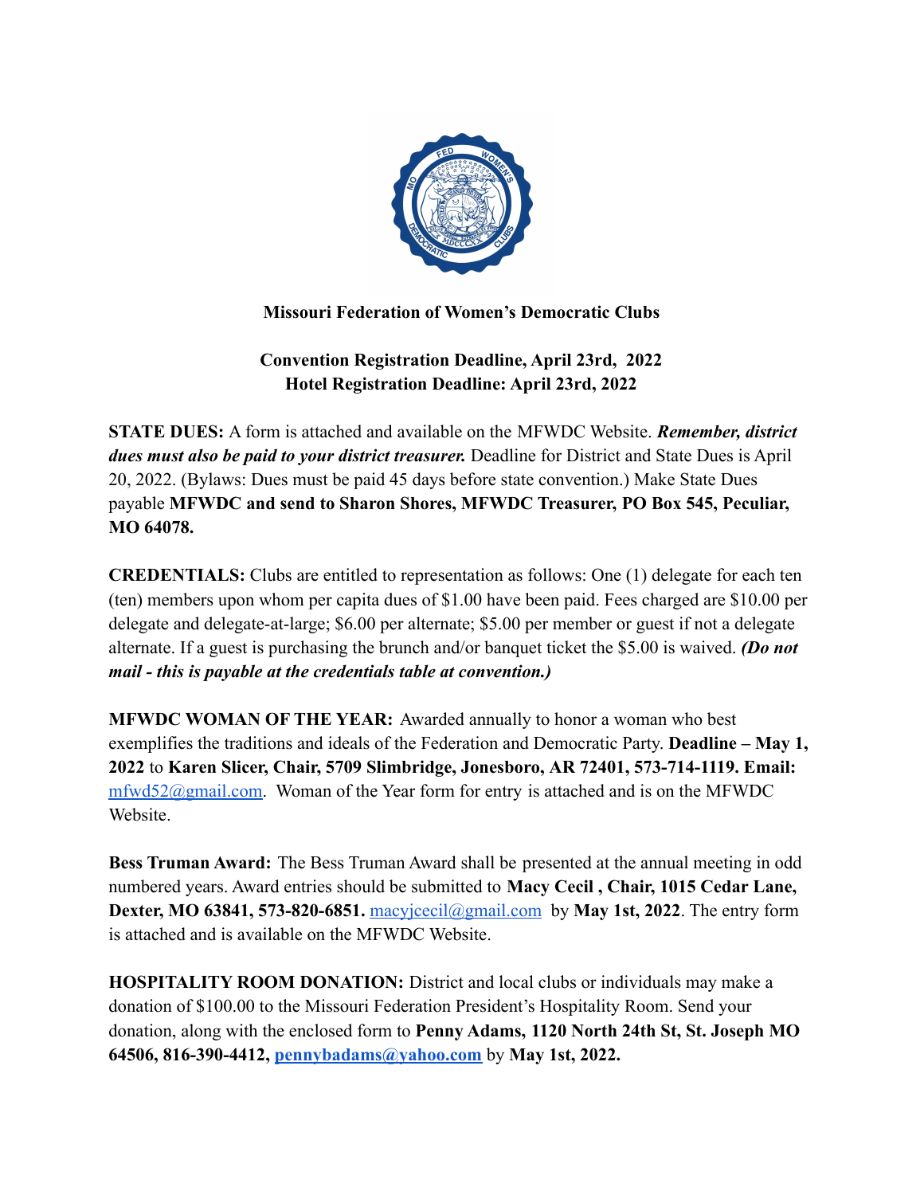**Missouri Federation of Women's Democratic Clubs**

**Convention Registration Deadline, April 23rd, 2022**
**Hotel Registration Deadline: April 23rd, 2022**

**STATE DUES:** A form is attached and available on the MFWDC Website. ***Remember, district dues must also be paid to your district treasurer.*** Deadline for District and State Dues is April 20, 2022. (Bylaws: Dues must be paid 45 days before state convention.) Make State Dues payable **MFWDC and send to Sharon Shores, MFWDC Treasurer, PO Box 545, Peculiar, MO 64078.**

**CREDENTIALS:** Clubs are entitled to representation as follows: One (1) delegate for each ten (ten) members upon whom per capita dues of $1.00 have been paid. Fees charged are $10.00 per delegate and delegate-at-large; $6.00 per alternate; $5.00 per member or guest if not a delegate alternate. If a guest is purchasing the brunch and/or banquet ticket the $5.00 is waived. ***(Do not mail - this is payable at the credentials table at convention.)***

**MFWDC WOMAN OF THE YEAR:** Awarded annually to honor a woman who best exemplifies the traditions and ideals of the Federation and Democratic Party. **Deadline – May 1, 2022** to **Karen Slicer, Chair, 5709 Slimbridge, Jonesboro, AR 72401, 573-714-1119. Email:** mfwd52@gmail.com. Woman of the Year form for entry is attached and is on the MFWDC Website.

**Bess Truman Award:** The Bess Truman Award shall be presented at the annual meeting in odd numbered years. Award entries should be submitted to **Macy Cecil , Chair, 1015 Cedar Lane, Dexter, MO 63841, 573-820-6851.** macyjcecil@gmail.com by **May 1st, 2022**. The entry form is attached and is available on the MFWDC Website.

**HOSPITALITY ROOM DONATION:** District and local clubs or individuals may make a donation of $100.00 to the Missouri Federation President's Hospitality Room. Send your donation, along with the enclosed form to **Penny Adams, 1120 North 24th St, St. Joseph MO 64506, 816-390-4412, pennybadams@yahoo.com** by **May 1st, 2022.**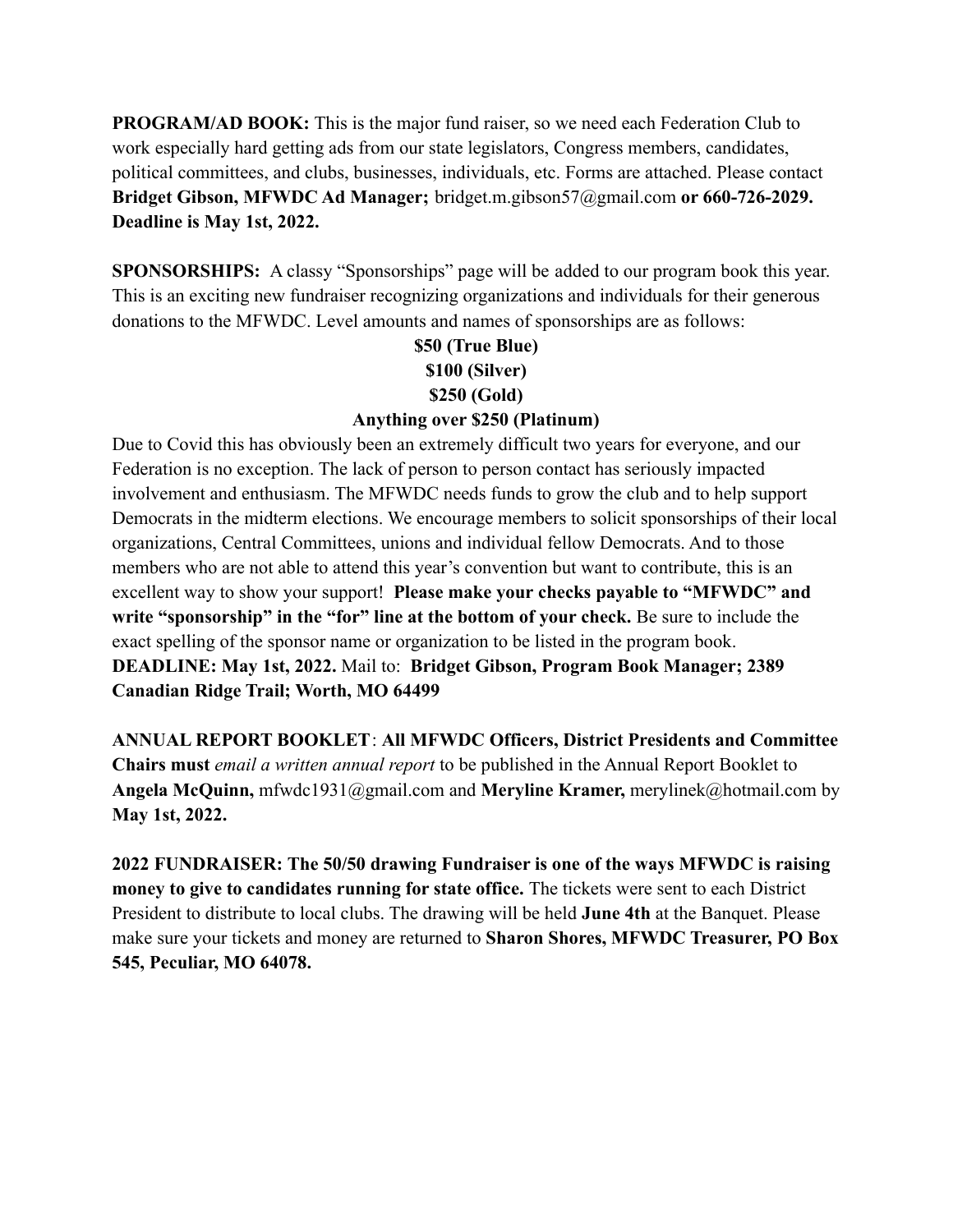**PROGRAM/AD BOOK:** This is the major fund raiser, so we need each Federation Club to work especially hard getting ads from our state legislators, Congress members, candidates, political committees, and clubs, businesses, individuals, etc. Forms are attached. Please contact **Bridget Gibson, MFWDC Ad Manager;** bridget.m.gibson57@gmail.com **or 660-726-2029. Deadline is May 1st, 2022.**

**SPONSORSHIPS:** A classy "Sponsorships" page will be added to our program book this year. This is an exciting new fundraiser recognizing organizations and individuals for their generous donations to the MFWDC. Level amounts and names of sponsorships are as follows:

**$50 (True Blue)**
**$100 (Silver)**
**$250 (Gold)**
**Anything over $250 (Platinum)**

Due to Covid this has obviously been an extremely difficult two years for everyone, and our Federation is no exception. The lack of person to person contact has seriously impacted involvement and enthusiasm. The MFWDC needs funds to grow the club and to help support Democrats in the midterm elections. We encourage members to solicit sponsorships of their local organizations, Central Committees, unions and individual fellow Democrats. And to those members who are not able to attend this year's convention but want to contribute, this is an excellent way to show your support! **Please make your checks payable to "MFWDC" and write "sponsorship" in the "for" line at the bottom of your check.** Be sure to include the exact spelling of the sponsor name or organization to be listed in the program book. **DEADLINE: May 1st, 2022.** Mail to: **Bridget Gibson, Program Book Manager; 2389 Canadian Ridge Trail; Worth, MO 64499**

**ANNUAL REPORT BOOKLET**: **All MFWDC Officers, District Presidents and Committee Chairs must** *email a written annual report* to be published in the Annual Report Booklet to **Angela McQuinn,** mfwdc1931@gmail.com and **Meryline Kramer,** merylinek@hotmail.com by **May 1st, 2022.**

**2022 FUNDRAISER: The 50/50 drawing Fundraiser is one of the ways MFWDC is raising money to give to candidates running for state office.** The tickets were sent to each District President to distribute to local clubs. The drawing will be held **June 4th** at the Banquet. Please make sure your tickets and money are returned to **Sharon Shores, MFWDC Treasurer, PO Box 545, Peculiar, MO 64078.**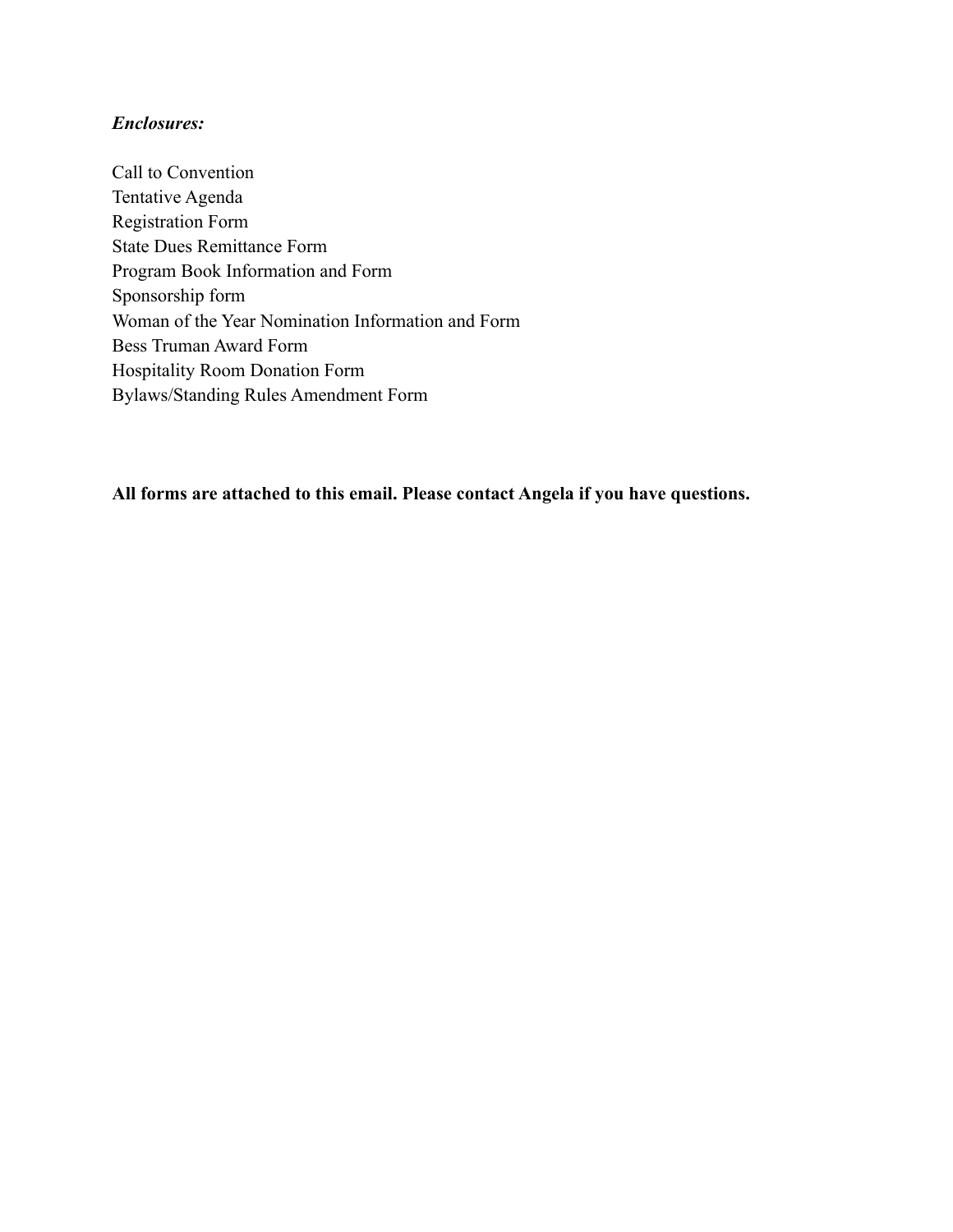***Enclosures:***

Call to Convention
Tentative Agenda
Registration Form
State Dues Remittance Form
Program Book Information and Form
Sponsorship form
Woman of the Year Nomination Information and Form
Bess Truman Award Form
Hospitality Room Donation Form
Bylaws/Standing Rules Amendment Form

**All forms are attached to this email. Please contact Angela if you have questions.**